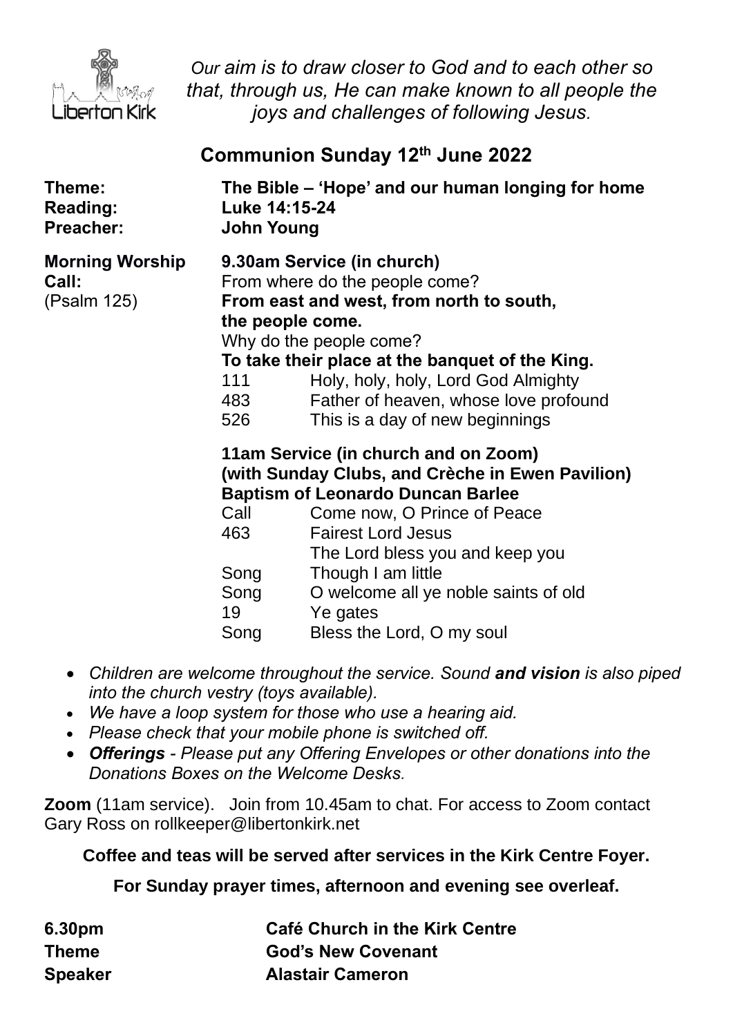Liberton Kirk

*Our aim is to draw closer to God and to each other so that, through us, He can make known to all people the joys and challenges of following Jesus.*

## Communion Sunday 12th June 2022

**Theme:** **The Bible – 'Hope' and our human longing for home**
**Reading:** **Luke 14:15-24**
**Preacher:** **John Young**

**Morning Worship** **9.30am Service (in church)**

**Call:** From where do the people come?
(Psalm 125) **From east and west, from north to south, the people come.**
Why do the people come?
**To take their place at the banquet of the King.**

| | |
|---|---|
| 111 | Holy, holy, holy, Lord God Almighty |
| 483 | Father of heaven, whose love profound |
| 526 | This is a day of new beginnings |

**11am Service (in church and on Zoom)**
**(with Sunday Clubs, and Crèche in Ewen Pavilion)**
**Baptism of Leonardo Duncan Barlee**

| | |
|---|---|
| Call | Come now, O Prince of Peace |
| 463 | Fairest Lord Jesus |
| | The Lord bless you and keep you |
| Song | Though I am little |
| Song | O welcome all ye noble saints of old |
| 19 | Ye gates |
| Song | Bless the Lord, O my soul |

- *Children are welcome throughout the service. Sound **and vision** is also piped into the church vestry (toys available).*
- *We have a loop system for those who use a hearing aid.*
- *Please check that your mobile phone is switched off.*
- ***Offerings** - Please put any Offering Envelopes or other donations into the Donations Boxes on the Welcome Desks.*

**Zoom** (11am service). Join from 10.45am to chat. For access to Zoom contact Gary Ross on rollkeeper@libertonkirk.net

**Coffee and teas will be served after services in the Kirk Centre Foyer.**

**For Sunday prayer times, afternoon and evening see overleaf.**

**6.30pm** **Café Church in the Kirk Centre**
**Theme** **God's New Covenant**
**Speaker** **Alastair Cameron**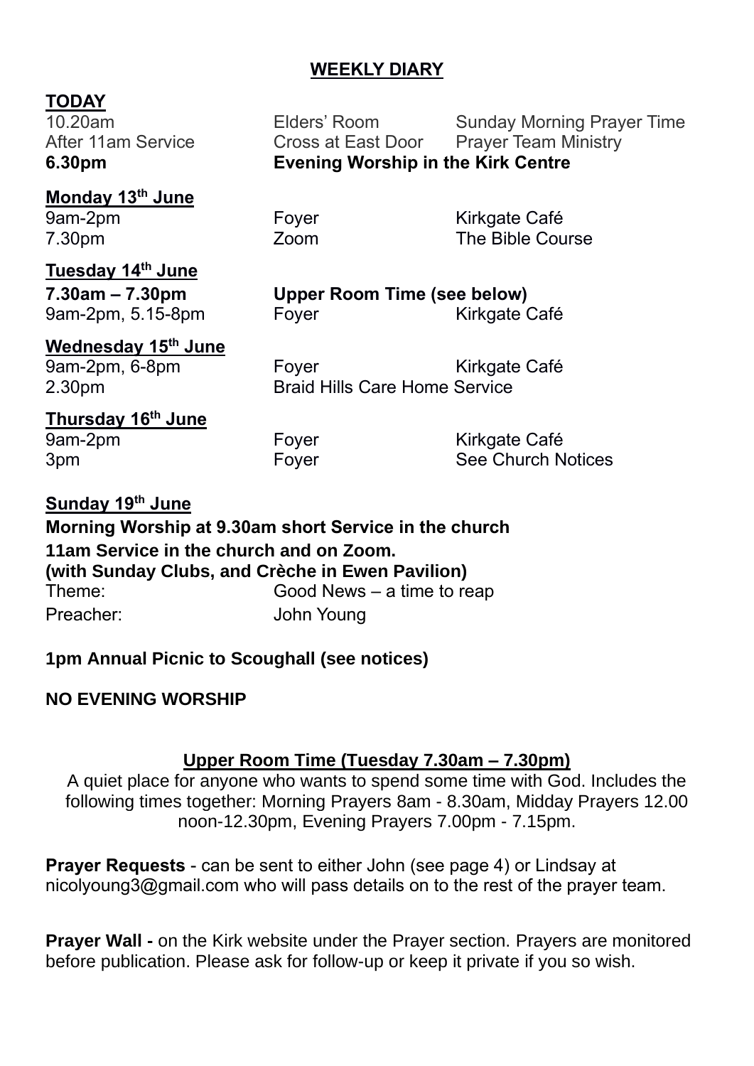## WEEKLY DIARY

**TODAY**

| | | |
|---|---|---|
| 10.20am | Elders' Room | Sunday Morning Prayer Time |
| After 11am Service | Cross at East Door | Prayer Team Ministry |
| **6.30pm** | **Evening Worship in the Kirk Centre** | |

**Monday 13th June**

| | | |
|---|---|---|
| 9am-2pm | Foyer | Kirkgate Café |
| 7.30pm | Zoom | The Bible Course |

**Tuesday 14th June**

| | | |
|---|---|---|
| **7.30am – 7.30pm** | **Upper Room Time (see below)** | |
| 9am-2pm, 5.15-8pm | Foyer | Kirkgate Café |

**Wednesday 15th June**

| | | |
|---|---|---|
| 9am-2pm, 6-8pm | Foyer | Kirkgate Café |
| 2.30pm | Braid Hills Care Home Service | |

**Thursday 16th June**

| | | |
|---|---|---|
| 9am-2pm | Foyer | Kirkgate Café |
| 3pm | Foyer | See Church Notices |

**Sunday 19th June**

**Morning Worship at 9.30am short Service in the church**

**11am Service in the church and on Zoom.**

**(with Sunday Clubs, and Crèche in Ewen Pavilion)**

Theme: Good News – a time to reap

Preacher: John Young

**1pm Annual Picnic to Scoughall (see notices)**

**NO EVENING WORSHIP**

**Upper Room Time (Tuesday 7.30am – 7.30pm)**

A quiet place for anyone who wants to spend some time with God. Includes the following times together: Morning Prayers 8am - 8.30am, Midday Prayers 12.00 noon-12.30pm, Evening Prayers 7.00pm - 7.15pm.

**Prayer Requests** - can be sent to either John (see page 4) or Lindsay at nicolyoung3@gmail.com who will pass details on to the rest of the prayer team.

**Prayer Wall -** on the Kirk website under the Prayer section. Prayers are monitored before publication. Please ask for follow-up or keep it private if you so wish.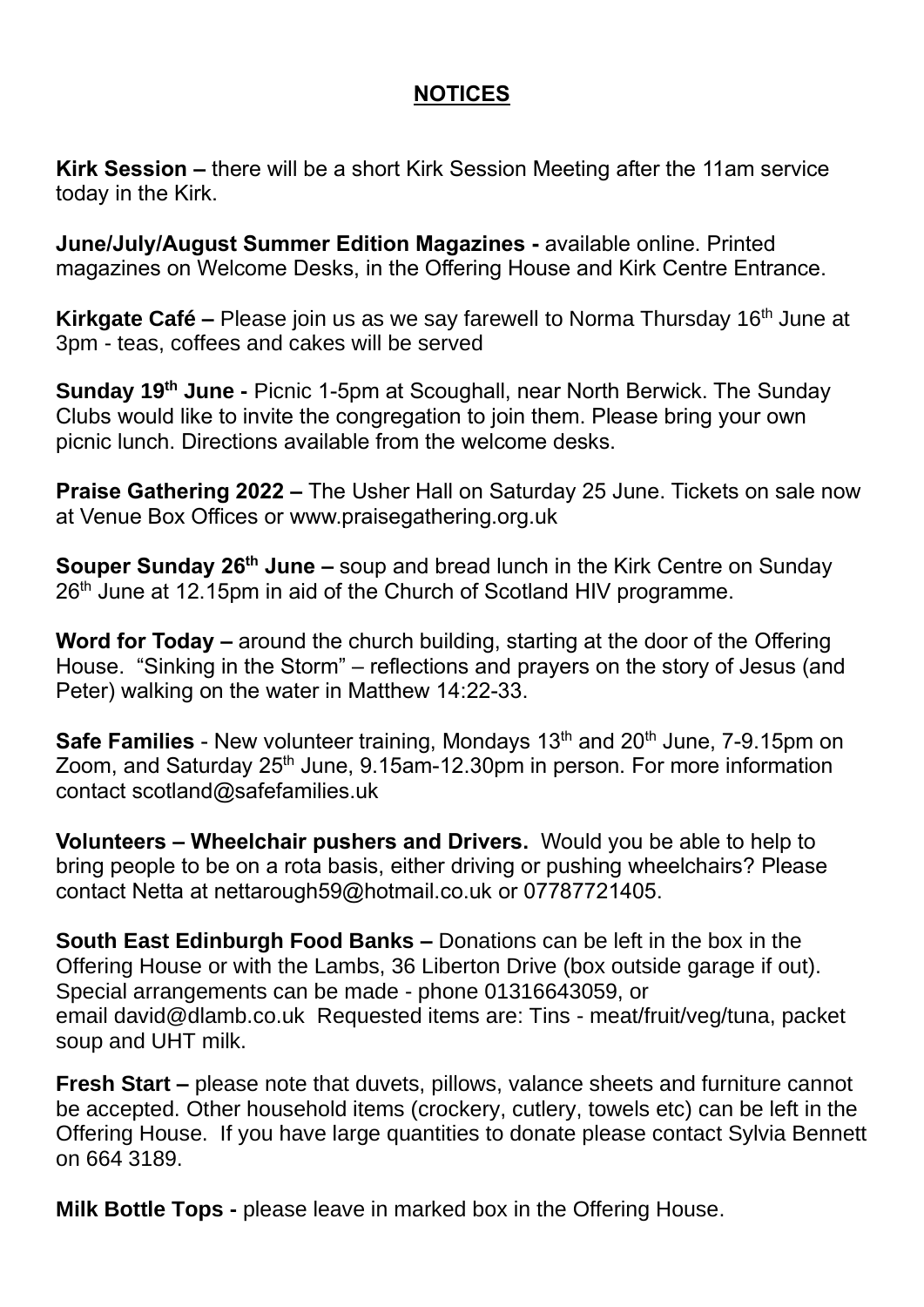## NOTICES

**Kirk Session –** there will be a short Kirk Session Meeting after the 11am service today in the Kirk.

**June/July/August Summer Edition Magazines -** available online. Printed magazines on Welcome Desks, in the Offering House and Kirk Centre Entrance.

**Kirkgate Café –** Please join us as we say farewell to Norma Thursday 16th June at 3pm - teas, coffees and cakes will be served

**Sunday 19th June -** Picnic 1-5pm at Scoughall, near North Berwick. The Sunday Clubs would like to invite the congregation to join them. Please bring your own picnic lunch. Directions available from the welcome desks.

**Praise Gathering 2022 –** The Usher Hall on Saturday 25 June. Tickets on sale now at Venue Box Offices or www.praisegathering.org.uk

**Souper Sunday 26th June –** soup and bread lunch in the Kirk Centre on Sunday 26th June at 12.15pm in aid of the Church of Scotland HIV programme.

**Word for Today –** around the church building, starting at the door of the Offering House. "Sinking in the Storm" – reflections and prayers on the story of Jesus (and Peter) walking on the water in Matthew 14:22-33.

**Safe Families** - New volunteer training, Mondays 13th and 20th June, 7-9.15pm on Zoom, and Saturday 25th June, 9.15am-12.30pm in person. For more information contact scotland@safefamilies.uk

**Volunteers – Wheelchair pushers and Drivers.** Would you be able to help to bring people to be on a rota basis, either driving or pushing wheelchairs? Please contact Netta at nettarough59@hotmail.co.uk or 07787721405.

**South East Edinburgh Food Banks –** Donations can be left in the box in the Offering House or with the Lambs, 36 Liberton Drive (box outside garage if out). Special arrangements can be made - phone 01316643059, or email david@dlamb.co.uk Requested items are: Tins - meat/fruit/veg/tuna, packet soup and UHT milk.

**Fresh Start –** please note that duvets, pillows, valance sheets and furniture cannot be accepted. Other household items (crockery, cutlery, towels etc) can be left in the Offering House. If you have large quantities to donate please contact Sylvia Bennett on 664 3189.

**Milk Bottle Tops -** please leave in marked box in the Offering House.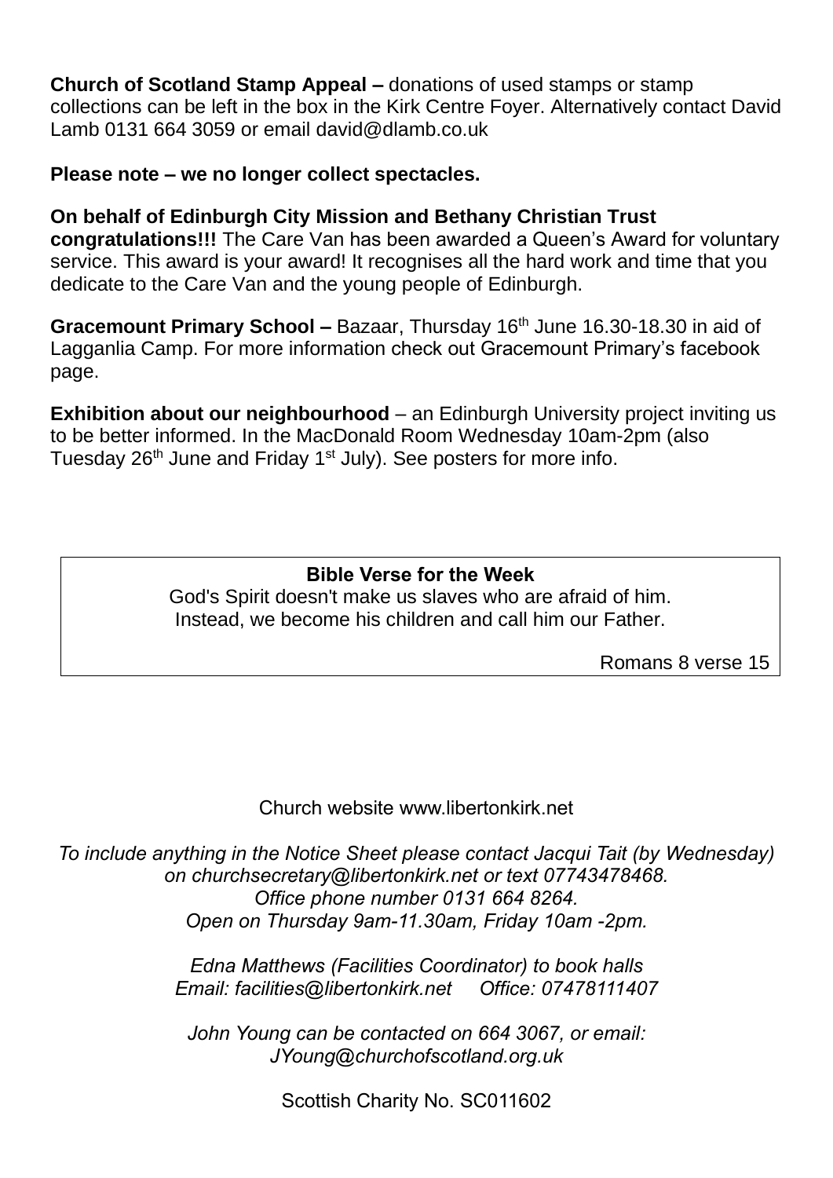**Church of Scotland Stamp Appeal –** donations of used stamps or stamp collections can be left in the box in the Kirk Centre Foyer. Alternatively contact David Lamb 0131 664 3059 or email david@dlamb.co.uk

**Please note – we no longer collect spectacles.**

**On behalf of Edinburgh City Mission and Bethany Christian Trust congratulations!!!** The Care Van has been awarded a Queen's Award for voluntary service. This award is your award! It recognises all the hard work and time that you dedicate to the Care Van and the young people of Edinburgh.

**Gracemount Primary School –** Bazaar, Thursday 16th June 16.30-18.30 in aid of Lagganlia Camp. For more information check out Gracemount Primary's facebook page.

**Exhibition about our neighbourhood** – an Edinburgh University project inviting us to be better informed. In the MacDonald Room Wednesday 10am-2pm (also Tuesday 26th June and Friday 1st July). See posters for more info.

**Bible Verse for the Week**

God's Spirit doesn't make us slaves who are afraid of him.
Instead, we become his children and call him our Father.

Romans 8 verse 15

Church website www.libertonkirk.net

*To include anything in the Notice Sheet please contact Jacqui Tait (by Wednesday) on churchsecretary@libertonkirk.net or text 07743478468.*
*Office phone number 0131 664 8264.*
*Open on Thursday 9am-11.30am, Friday 10am -2pm.*

*Edna Matthews (Facilities Coordinator) to book halls*
*Email: facilities@libertonkirk.net Office: 07478111407*

*John Young can be contacted on 664 3067, or email: JYoung@churchofscotland.org.uk*

Scottish Charity No. SC011602